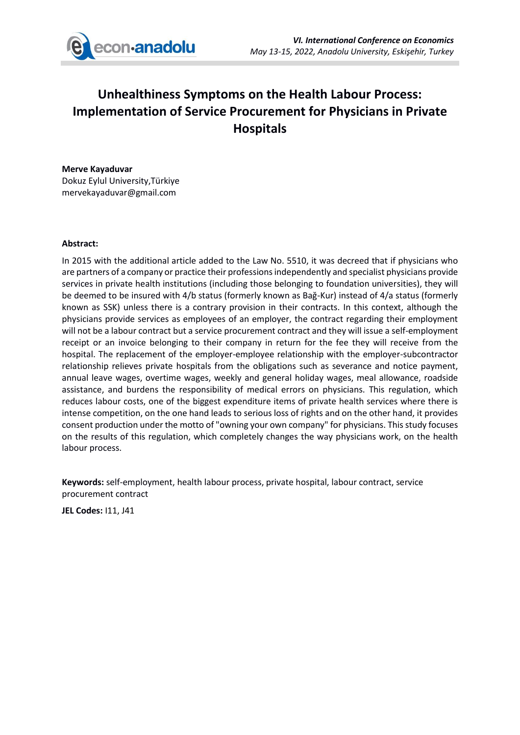# Unhealthiness Symptoms on the Health Labour Process: Implementation of Service Procurement for Physicians in Private Hospitals

**Merve Kayaduvar**
Dokuz Eylul University,Türkiye
mervekayaduvar@gmail.com

**Abstract:**

In 2015 with the additional article added to the Law No. 5510, it was decreed that if physicians who are partners of a company or practice their professions independently and specialist physicians provide services in private health institutions (including those belonging to foundation universities), they will be deemed to be insured with 4/b status (formerly known as Bağ-Kur) instead of 4/a status (formerly known as SSK) unless there is a contrary provision in their contracts. In this context, although the physicians provide services as employees of an employer, the contract regarding their employment will not be a labour contract but a service procurement contract and they will issue a self-employment receipt or an invoice belonging to their company in return for the fee they will receive from the hospital. The replacement of the employer-employee relationship with the employer-subcontractor relationship relieves private hospitals from the obligations such as severance and notice payment, annual leave wages, overtime wages, weekly and general holiday wages, meal allowance, roadside assistance, and burdens the responsibility of medical errors on physicians. This regulation, which reduces labour costs, one of the biggest expenditure items of private health services where there is intense competition, on the one hand leads to serious loss of rights and on the other hand, it provides consent production under the motto of "owning your own company" for physicians. This study focuses on the results of this regulation, which completely changes the way physicians work, on the health labour process.

**Keywords:** self-employment, health labour process, private hospital, labour contract, service procurement contract

**JEL Codes:** I11, J41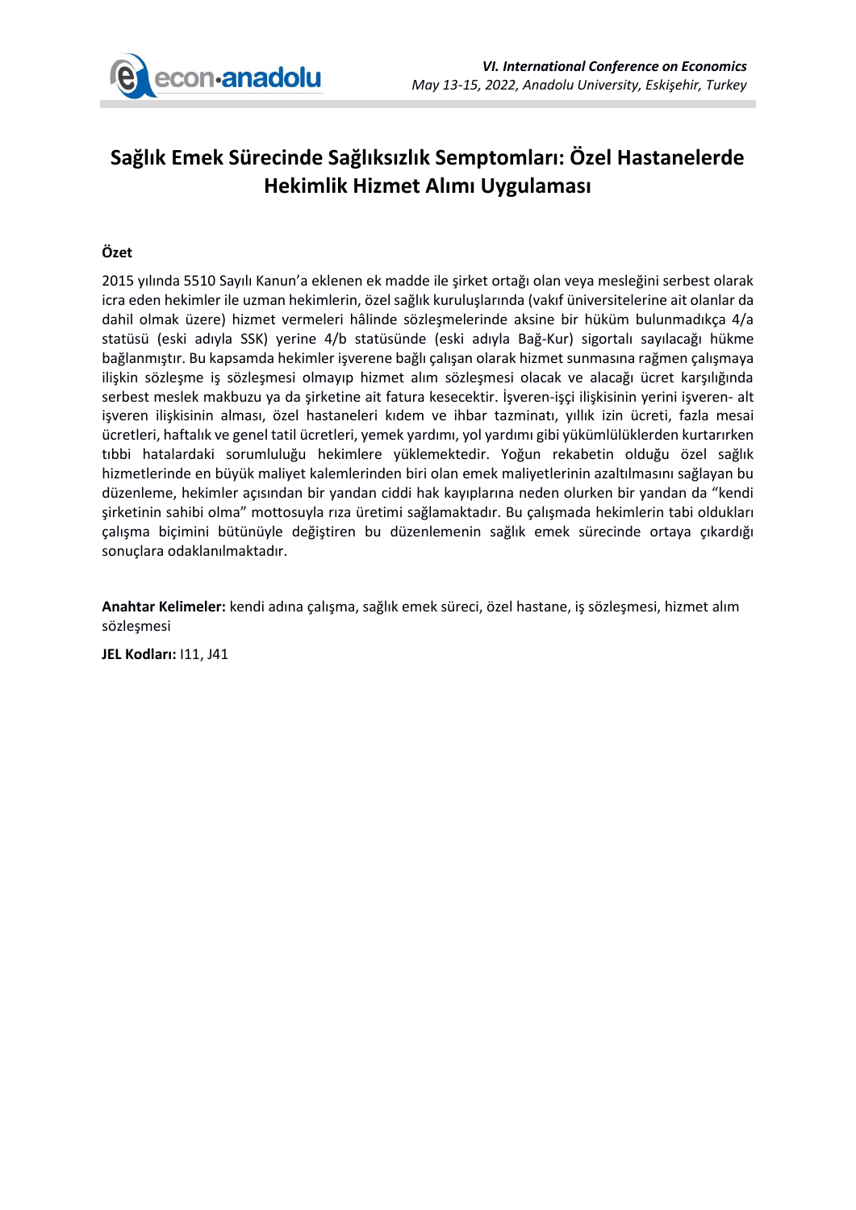# Sağlık Emek Sürecinde Sağlıksızlık Semptomları: Özel Hastanelerde Hekimlik Hizmet Alımı Uygulaması

**Özet**

2015 yılında 5510 Sayılı Kanun'a eklenen ek madde ile şirket ortağı olan veya mesleğini serbest olarak icra eden hekimler ile uzman hekimlerin, özel sağlık kuruluşlarında (vakıf üniversitelerine ait olanlar da dahil olmak üzere) hizmet vermeleri hâlinde sözleşmelerinde aksine bir hüküm bulunmadıkça 4/a statüsü (eski adıyla SSK) yerine 4/b statüsünde (eski adıyla Bağ-Kur) sigortalı sayılacağı hükme bağlanmıştır. Bu kapsamda hekimler işverene bağlı çalışan olarak hizmet sunmasına rağmen çalışmaya ilişkin sözleşme iş sözleşmesi olmayıp hizmet alım sözleşmesi olacak ve alacağı ücret karşılığında serbest meslek makbuzu ya da şirketine ait fatura kesecektir. İşveren-işçi ilişkisinin yerini işveren- alt işveren ilişkisinin alması, özel hastaneleri kıdem ve ihbar tazminatı, yıllık izin ücreti, fazla mesai ücretleri, haftalık ve genel tatil ücretleri, yemek yardımı, yol yardımı gibi yükümlülüklerden kurtarırken tıbbi hatalardaki sorumluluğu hekimlere yüklemektedir. Yoğun rekabetin olduğu özel sağlık hizmetlerinde en büyük maliyet kalemlerinden biri olan emek maliyetlerinin azaltılmasını sağlayan bu düzenleme, hekimler açısından bir yandan ciddi hak kayıplarına neden olurken bir yandan da "kendi şirketinin sahibi olma" mottosuyla rıza üretimi sağlamaktadır. Bu çalışmada hekimlerin tabi oldukları çalışma biçimini bütünüyle değiştiren bu düzenlemenin sağlık emek sürecinde ortaya çıkardığı sonuçlara odaklanılmaktadır.

**Anahtar Kelimeler:** kendi adına çalışma, sağlık emek süreci, özel hastane, iş sözleşmesi, hizmet alım sözleşmesi

**JEL Kodları:** I11, J41